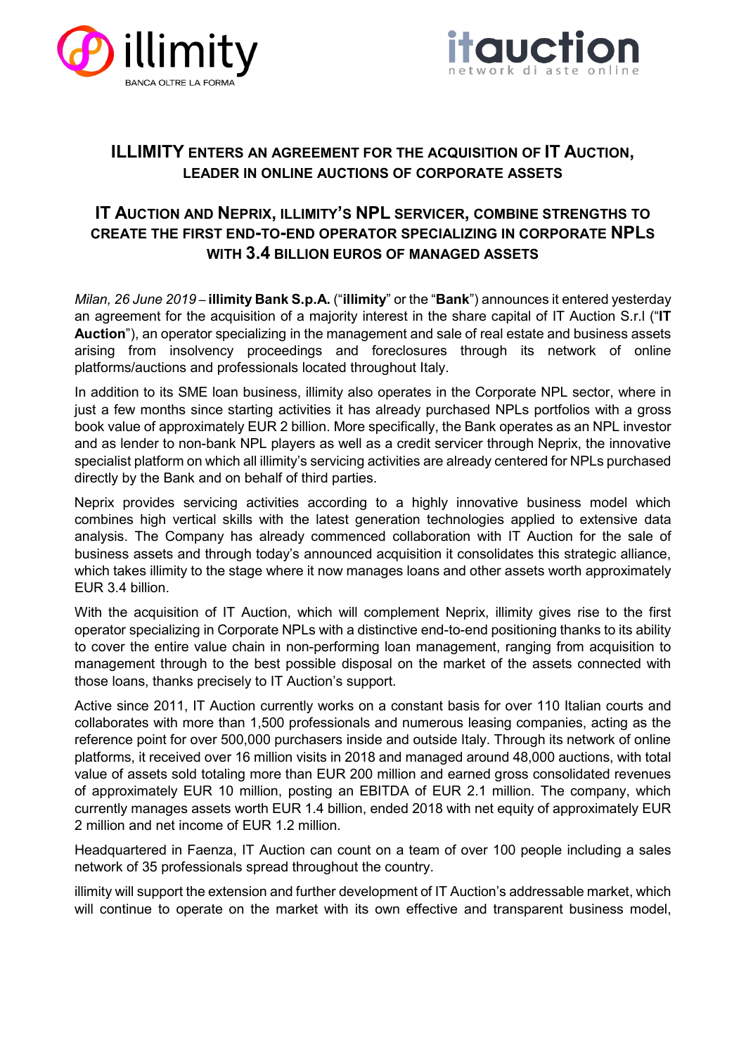illimity
BANCA OLTRE LA FORMA

itauction
network di aste online

## ILLIMITY ENTERS AN AGREEMENT FOR THE ACQUISITION OF IT AUCTION, LEADER IN ONLINE AUCTIONS OF CORPORATE ASSETS

## IT AUCTION AND NEPRIX, ILLIMITY'S NPL SERVICER, COMBINE STRENGTHS TO CREATE THE FIRST END-TO-END OPERATOR SPECIALIZING IN CORPORATE NPLS WITH 3.4 BILLION EUROS OF MANAGED ASSETS

*Milan, 26 June 2019* – **illimity Bank S.p.A.** ("**illimity**" or the "**Bank**") announces it entered yesterday an agreement for the acquisition of a majority interest in the share capital of IT Auction S.r.l ("**IT Auction**"), an operator specializing in the management and sale of real estate and business assets arising from insolvency proceedings and foreclosures through its network of online platforms/auctions and professionals located throughout Italy.

In addition to its SME loan business, illimity also operates in the Corporate NPL sector, where in just a few months since starting activities it has already purchased NPLs portfolios with a gross book value of approximately EUR 2 billion. More specifically, the Bank operates as an NPL investor and as lender to non-bank NPL players as well as a credit servicer through Neprix, the innovative specialist platform on which all illimity's servicing activities are already centered for NPLs purchased directly by the Bank and on behalf of third parties.

Neprix provides servicing activities according to a highly innovative business model which combines high vertical skills with the latest generation technologies applied to extensive data analysis. The Company has already commenced collaboration with IT Auction for the sale of business assets and through today's announced acquisition it consolidates this strategic alliance, which takes illimity to the stage where it now manages loans and other assets worth approximately EUR 3.4 billion.

With the acquisition of IT Auction, which will complement Neprix, illimity gives rise to the first operator specializing in Corporate NPLs with a distinctive end-to-end positioning thanks to its ability to cover the entire value chain in non-performing loan management, ranging from acquisition to management through to the best possible disposal on the market of the assets connected with those loans, thanks precisely to IT Auction's support.

Active since 2011, IT Auction currently works on a constant basis for over 110 Italian courts and collaborates with more than 1,500 professionals and numerous leasing companies, acting as the reference point for over 500,000 purchasers inside and outside Italy. Through its network of online platforms, it received over 16 million visits in 2018 and managed around 48,000 auctions, with total value of assets sold totaling more than EUR 200 million and earned gross consolidated revenues of approximately EUR 10 million, posting an EBITDA of EUR 2.1 million. The company, which currently manages assets worth EUR 1.4 billion, ended 2018 with net equity of approximately EUR 2 million and net income of EUR 1.2 million.

Headquartered in Faenza, IT Auction can count on a team of over 100 people including a sales network of 35 professionals spread throughout the country.

illimity will support the extension and further development of IT Auction's addressable market, which will continue to operate on the market with its own effective and transparent business model,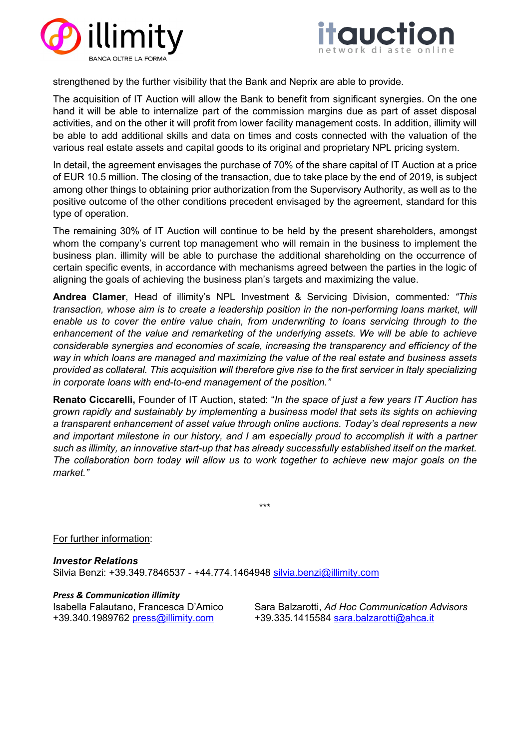strengthened by the further visibility that the Bank and Neprix are able to provide.

The acquisition of IT Auction will allow the Bank to benefit from significant synergies. On the one hand it will be able to internalize part of the commission margins due as part of asset disposal activities, and on the other it will profit from lower facility management costs. In addition, illimity will be able to add additional skills and data on times and costs connected with the valuation of the various real estate assets and capital goods to its original and proprietary NPL pricing system.

In detail, the agreement envisages the purchase of 70% of the share capital of IT Auction at a price of EUR 10.5 million. The closing of the transaction, due to take place by the end of 2019, is subject among other things to obtaining prior authorization from the Supervisory Authority, as well as to the positive outcome of the other conditions precedent envisaged by the agreement, standard for this type of operation.

The remaining 30% of IT Auction will continue to be held by the present shareholders, amongst whom the company's current top management who will remain in the business to implement the business plan. illimity will be able to purchase the additional shareholding on the occurrence of certain specific events, in accordance with mechanisms agreed between the parties in the logic of aligning the goals of achieving the business plan's targets and maximizing the value.

**Andrea Clamer**, Head of illimity's NPL Investment & Servicing Division, commented*: "This transaction, whose aim is to create a leadership position in the non-performing loans market, will enable us to cover the entire value chain, from underwriting to loans servicing through to the enhancement of the value and remarketing of the underlying assets. We will be able to achieve considerable synergies and economies of scale, increasing the transparency and efficiency of the way in which loans are managed and maximizing the value of the real estate and business assets provided as collateral. This acquisition will therefore give rise to the first servicer in Italy specializing in corporate loans with end-to-end management of the position."*

**Renato Ciccarelli,** Founder of IT Auction, stated: "*In the space of just a few years IT Auction has grown rapidly and sustainably by implementing a business model that sets its sights on achieving a transparent enhancement of asset value through online auctions. Today's deal represents a new and important milestone in our history, and I am especially proud to accomplish it with a partner such as illimity, an innovative start-up that has already successfully established itself on the market. The collaboration born today will allow us to work together to achieve new major goals on the market."*

***

For further information:

***Investor Relations***
Silvia Benzi: +39.349.7846537 - +44.774.1464948 silvia.benzi@illimity.com

***Press & Communication illimity***
Isabella Falautano, Francesca D'Amico
+39.340.1989762 press@illimity.com

Sara Balzarotti, *Ad Hoc Communication Advisors*
+39.335.1415584 sara.balzarotti@ahca.it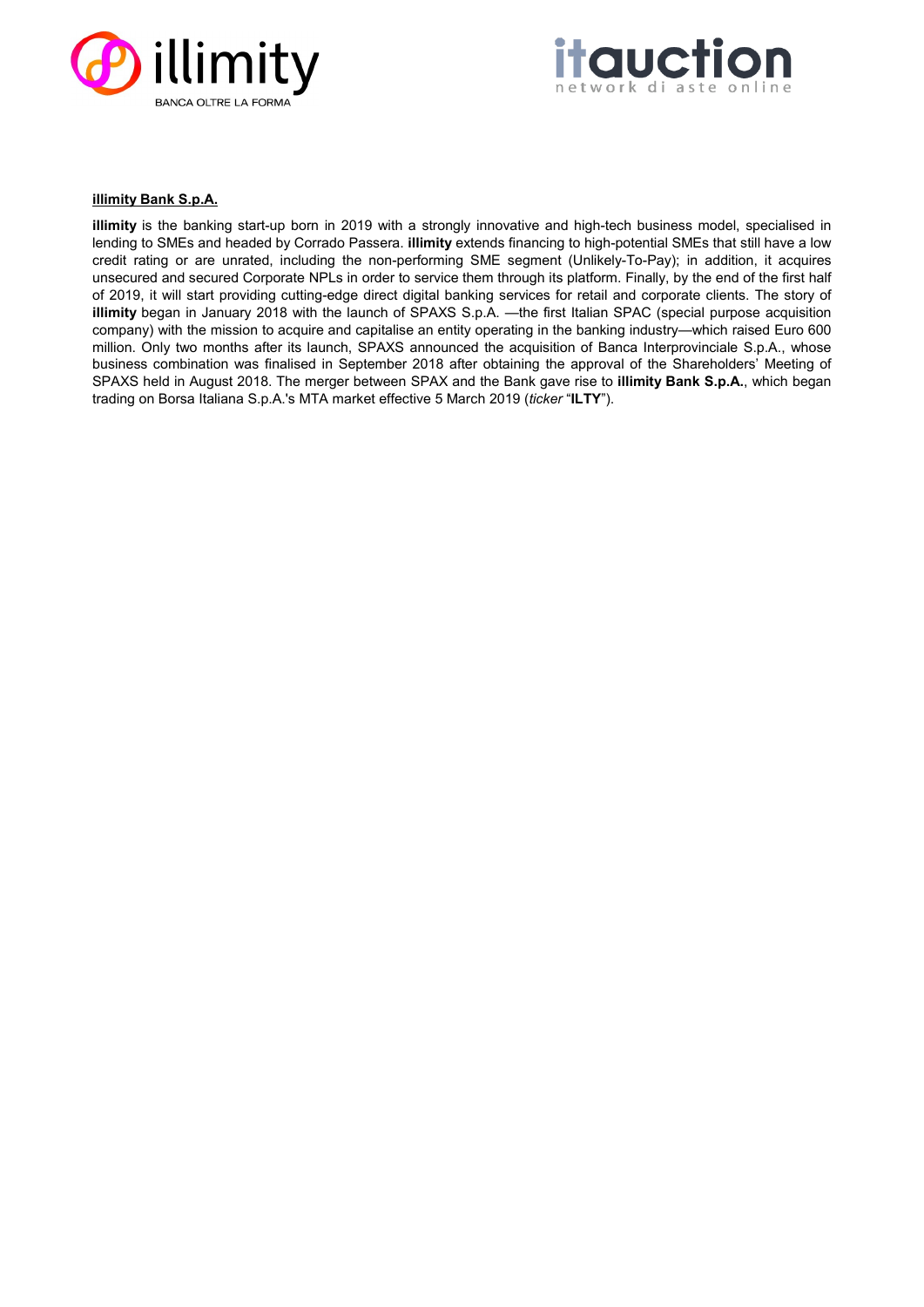**illimity Bank S.p.A.**

**illimity** is the banking start-up born in 2019 with a strongly innovative and high-tech business model, specialised in lending to SMEs and headed by Corrado Passera. **illimity** extends financing to high-potential SMEs that still have a low credit rating or are unrated, including the non-performing SME segment (Unlikely-To-Pay); in addition, it acquires unsecured and secured Corporate NPLs in order to service them through its platform. Finally, by the end of the first half of 2019, it will start providing cutting-edge direct digital banking services for retail and corporate clients. The story of **illimity** began in January 2018 with the launch of SPAXS S.p.A. —the first Italian SPAC (special purpose acquisition company) with the mission to acquire and capitalise an entity operating in the banking industry—which raised Euro 600 million. Only two months after its launch, SPAXS announced the acquisition of Banca Interprovinciale S.p.A., whose business combination was finalised in September 2018 after obtaining the approval of the Shareholders' Meeting of SPAXS held in August 2018. The merger between SPAX and the Bank gave rise to **illimity Bank S.p.A.**, which began trading on Borsa Italiana S.p.A.'s MTA market effective 5 March 2019 (*ticker* "**ILTY**").